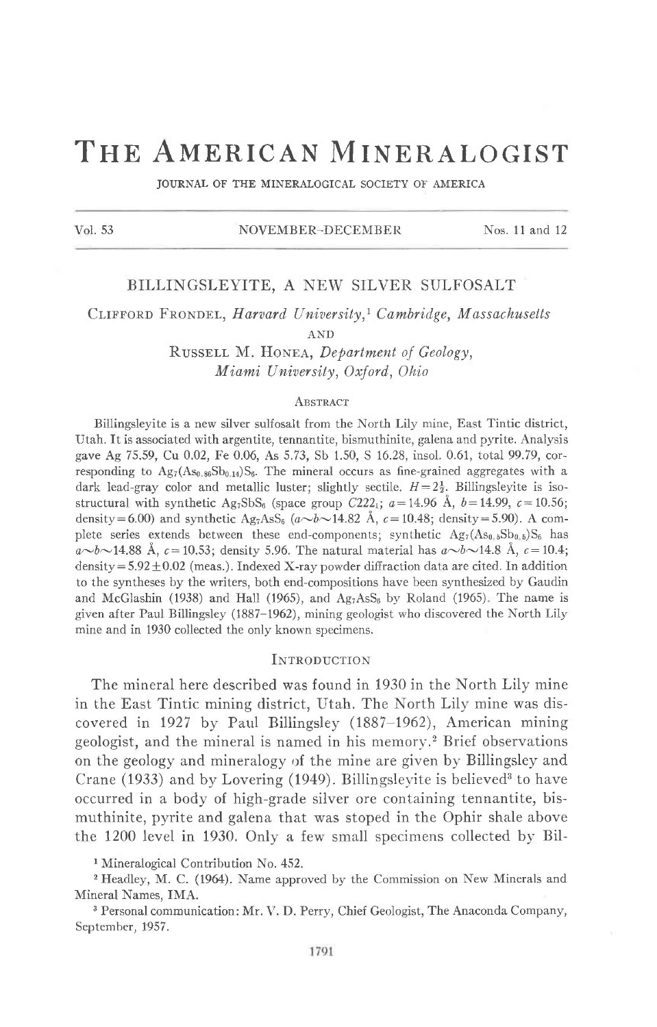# THE AMERICAN MINERALOGIST

JOURNAL OF THE MINERALOGICAL SOCIETY OF AMERICA

Vol. 53 NOVEMBER–DECEMBER Nos. 11 and 12

## BILLINGSLEYITE, A NEW SILVER SULFOSALT

CLIFFORD FRONDEL, *Harvard University*,[1] *Cambridge, Massachusetts*

AND

RUSSELL M. HONEA, *Department of Geology, Miami University, Oxford, Ohio*

### ABSTRACT

Billingsleyite is a new silver sulfosalt from the North Lily mine, East Tintic district, Utah. It is associated with argentite, tennantite, bismuthinite, galena and pyrite. Analysis gave Ag 75.59, Cu 0.02, Fe 0.06, As 5.73, Sb 1.50, S 16.28, insol. 0.61, total 99.79, corresponding to $Ag_7(As_{0.86}Sb_{0.14})S_6$. The mineral occurs as fine-grained aggregates with a dark lead-gray color and metallic luster; slightly sectile. $H=2\frac{1}{2}$. Billingsleyite is isostructural with synthetic $Ag_7SbS_6$ (space group $C222_1$; $a=14.96$ Å, $b=14.99$, $c=10.56$; density$=6.00$) and synthetic $Ag_7AsS_6$ ($a{\sim}b{\sim}14.82$ Å, $c=10.48$; density$=5.90$). A complete series extends between these end-components; synthetic $Ag_7(As_{0.5}Sb_{0.5})S_6$ has $a{\sim}b{\sim}14.88$ Å, $c=10.53$; density 5.96. The natural material has $a{\sim}b{\sim}14.8$ Å, $c=10.4$; density$=5.92\pm0.02$ (meas.). Indexed X-ray powder diffraction data are cited. In addition to the syntheses by the writers, both end-compositions have been synthesized by Gaudin and McGlashin (1938) and Hall (1965), and $Ag_7AsS_6$ by Roland (1965). The name is given after Paul Billingsley (1887–1962), mining geologist who discovered the North Lily mine and in 1930 collected the only known specimens.

### INTRODUCTION

The mineral here described was found in 1930 in the North Lily mine in the East Tintic mining district, Utah. The North Lily mine was discovered in 1927 by Paul Billingsley (1887–1962), American mining geologist, and the mineral is named in his memory.[2] Brief observations on the geology and mineralogy of the mine are given by Billingsley and Crane (1933) and by Lovering (1949). Billingsleyite is believed[3] to have occurred in a body of high-grade silver ore containing tennantite, bismuthinite, pyrite and galena that was stoped in the Ophir shale above the 1200 level in 1930. Only a few small specimens collected by Bil-

[1] Mineralogical Contribution No. 452.

[2] Headley, M. C. (1964). Name approved by the Commission on New Minerals and Mineral Names, IMA.

[3] Personal communication: Mr. V. D. Perry, Chief Geologist, The Anaconda Company, September, 1957.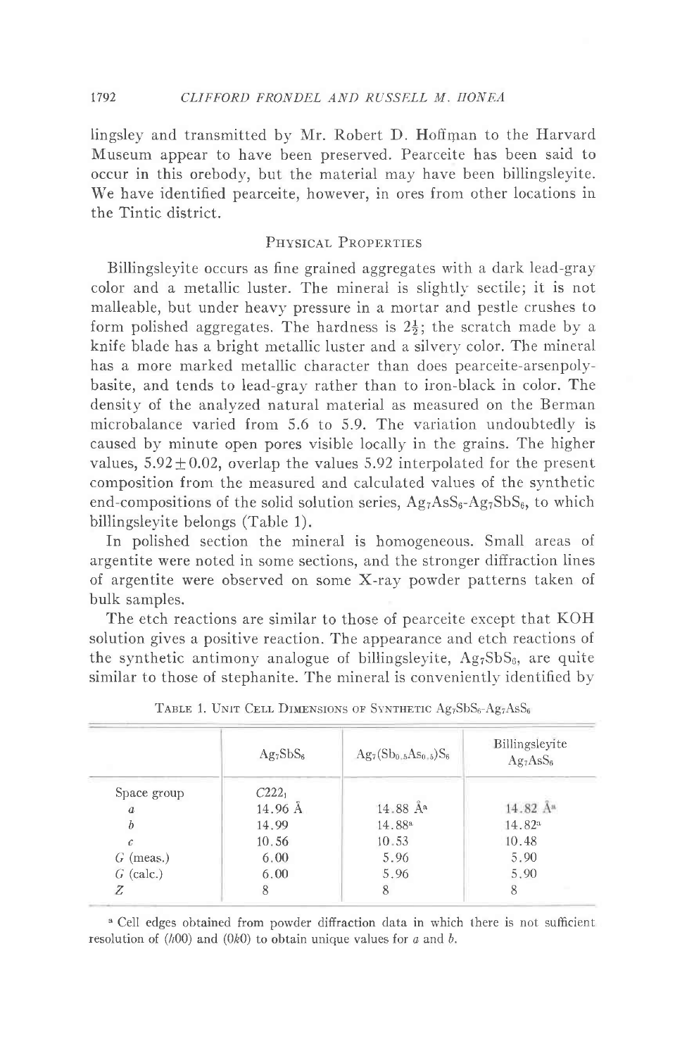lingsley and transmitted by Mr. Robert D. Hoffman to the Harvard Museum appear to have been preserved. Pearceite has been said to occur in this orebody, but the material may have been billingsleyite. We have identified pearceite, however, in ores from other locations in the Tintic district.

## Physical Properties

Billingsleyite occurs as fine grained aggregates with a dark lead-gray color and a metallic luster. The mineral is slightly sectile; it is not malleable, but under heavy pressure in a mortar and pestle crushes to form polished aggregates. The hardness is $2\frac{1}{2}$; the scratch made by a knife blade has a bright metallic luster and a silvery color. The mineral has a more marked metallic character than does pearceite-arsenpolybasite, and tends to lead-gray rather than to iron-black in color. The density of the analyzed natural material as measured on the Berman microbalance varied from 5.6 to 5.9. The variation undoubtedly is caused by minute open pores visible locally in the grains. The higher values, $5.92 \pm 0.02$, overlap the values 5.92 interpolated for the present composition from the measured and calculated values of the synthetic end-compositions of the solid solution series, $Ag_7AsS_6$-$Ag_7SbS_6$, to which billingsleyite belongs (Table 1).

In polished section the mineral is homogeneous. Small areas of argentite were noted in some sections, and the stronger diffraction lines of argentite were observed on some X-ray powder patterns taken of bulk samples.

The etch reactions are similar to those of pearceite except that KOH solution gives a positive reaction. The appearance and etch reactions of the synthetic antimony analogue of billingsleyite, $Ag_7SbS_6$, are quite similar to those of stephanite. The mineral is conveniently identified by

Table 1. Unit Cell Dimensions of Synthetic $Ag_7SbS_6$-$Ag_7AsS_6$

| | $Ag_7SbS_6$ | $Ag_7(Sb_{0.5}As_{0.5})S_6$ | Billingsleyite $Ag_7AsS_6$ |
|---|---|---|---|
| Space group | $C222_1$ | | |
| $a$ | 14.96 Å | 14.88 Å[a] | 14.82 Å[a] |
| $b$ | 14.99 | 14.88[a] | 14.82[a] |
| $c$ | 10.56 | 10.53 | 10.48 |
| $G$ (meas.) | 6.00 | 5.96 | 5.90 |
| $G$ (calc.) | 6.00 | 5.96 | 5.90 |
| $Z$ | 8 | 8 | 8 |

[a] Cell edges obtained from powder diffraction data in which there is not sufficient resolution of ($h00$) and ($0k0$) to obtain unique values for $a$ and $b$.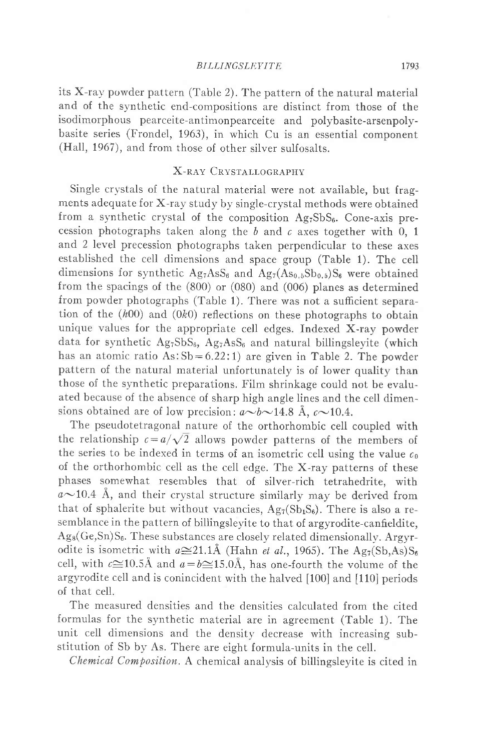its X-ray powder pattern (Table 2). The pattern of the natural material and of the synthetic end-compositions are distinct from those of the isodimorphous pearceite-antimonpearceite and polybasite-arsenpolybasite series (Frondel, 1963), in which Cu is an essential component (Hall, 1967), and from those of other silver sulfosalts.

## X-ray Crystallography

Single crystals of the natural material were not available, but fragments adequate for X-ray study by single-crystal methods were obtained from a synthetic crystal of the composition $Ag_7SbS_6$. Cone-axis precession photographs taken along the *b* and *c* axes together with 0, 1 and 2 level precession photographs taken perpendicular to these axes established the cell dimensions and space group (Table 1). The cell dimensions for synthetic $Ag_7AsS_6$ and $Ag_7(As_{0.5}Sb_{0.5})S_6$ were obtained from the spacings of the (800) or (080) and (006) planes as determined from powder photographs (Table 1). There was not a sufficient separation of the ($h$00) and (0$k$0) reflections on these photographs to obtain unique values for the appropriate cell edges. Indexed X-ray powder data for synthetic $Ag_7SbS_6$, $Ag_7AsS_6$ and natural billingsleyite (which has an atomic ratio As:Sb = 6.22:1) are given in Table 2. The powder pattern of the natural material unfortunately is of lower quality than those of the synthetic preparations. Film shrinkage could not be evaluated because of the absence of sharp high angle lines and the cell dimensions obtained are of low precision: $a \sim b \sim 14.8$ Å, $c \sim 10.4$.

The pseudotetragonal nature of the orthorhombic cell coupled with the relationship $c = a/\sqrt{2}$ allows powder patterns of the members of the series to be indexed in terms of an isometric cell using the value $c_0$ of the orthorhombic cell as the cell edge. The X-ray patterns of these phases somewhat resembles that of silver-rich tetrahedrite, with $a \sim 10.4$ Å, and their crystal structure similarly may be derived from that of sphalerite but without vacancies, $Ag_7(Sb_1S_6)$. There is also a resemblance in the pattern of billingsleyite to that of argyrodite-canfieldite, $Ag_8(Ge,Sn)S_6$. These substances are closely related dimensionally. Argyrodite is isometric with $a \cong 21.1$Å (Hahn *et al.*, 1965). The $Ag_7(Sb,As)S_6$ cell, with $c \cong 10.5$Å and $a = b \cong 15.0$Å, has one-fourth the volume of the argyrodite cell and is conincident with the halved [100] and [110] periods of that cell.

The measured densities and the densities calculated from the cited formulas for the synthetic material are in agreement (Table 1). The unit cell dimensions and the density decrease with increasing substitution of Sb by As. There are eight formula-units in the cell.

*Chemical Composition.* A chemical analysis of billingsleyite is cited in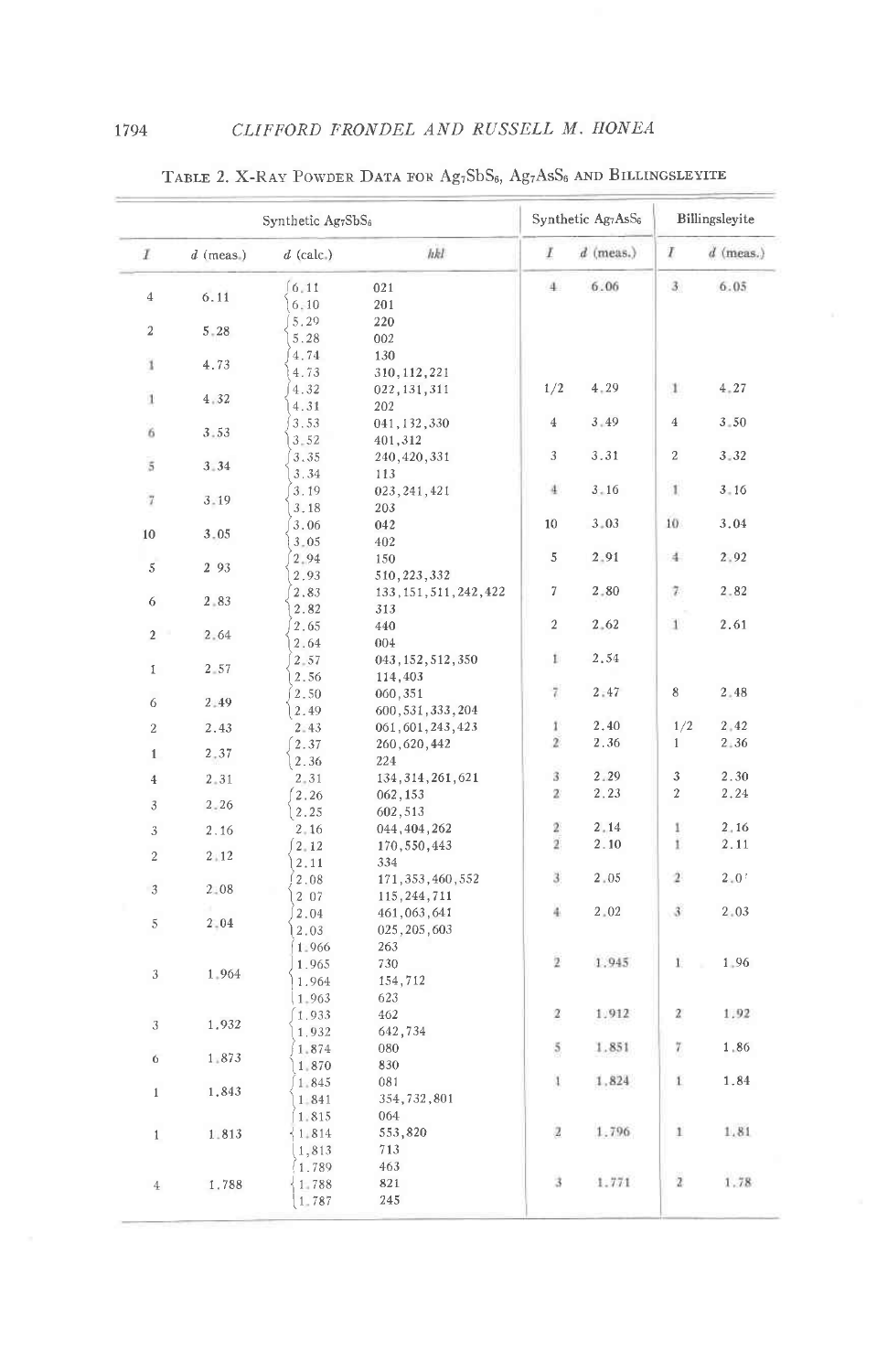TABLE 2. X-RAY POWDER DATA FOR $Ag_7SbS_6$, $Ag_7AsS_6$ AND BILLINGSLEYITE

| Synthetic $Ag_7SbS_6$ | | | | Synthetic $Ag_7AsS_6$ | | Billingsleyite | |
|---|---|---|---|---|---|---|---|
| *I* | *d* (meas.) | *d* (calc.) | *hkl* | *I* | *d* (meas.) | *I* | *d* (meas.) |
| 4 | 6.11 | 6.11 | 021 | 4 | 6.06 | 3 | 6.05 |
| | | 6.10 | 201 | | | | |
| 2 | 5.28 | 5.29 | 220 | | | | |
| | | 5.28 | 002 | | | | |
| 1 | 4.73 | 4.74 | 130 | | | | |
| | | 4.73 | 310, 112, 221 | | | | |
| 1 | 4.32 | 4.32 | 022, 131, 311 | 1/2 | 4.29 | 1 | 4.27 |
| | | 4.31 | 202 | | | | |
| 6 | 3.53 | 3.53 | 041, 132, 330 | 4 | 3.49 | 4 | 3.50 |
| | | 3.52 | 401, 312 | | | | |
| 5 | 3.34 | 3.35 | 240, 420, 331 | 3 | 3.31 | 2 | 3.32 |
| | | 3.34 | 113 | | | | |
| 7 | 3.19 | 3.19 | 023, 241, 421 | 4 | 3.16 | 1 | 3.16 |
| | | 3.18 | 203 | | | | |
| 10 | 3.05 | 3.06 | 042 | 10 | 3.03 | 10 | 3.04 |
| | | 3.05 | 402 | | | | |
| 5 | 2.93 | 2.94 | 150 | 5 | 2.91 | 4 | 2.92 |
| | | 2.93 | 510, 223, 332 | | | | |
| 6 | 2.83 | 2.83 | 133, 151, 511, 242, 422 | 7 | 2.80 | 7 | 2.82 |
| | | 2.82 | 313 | | | | |
| 2 | 2.64 | 2.65 | 440 | 2 | 2.62 | 1 | 2.61 |
| | | 2.64 | 004 | | | | |
| 1 | 2.57 | 2.57 | 043, 152, 512, 350 | 1 | 2.54 | | |
| | | 2.56 | 114, 403 | | | | |
| 6 | 2.49 | 2.50 | 060, 351 | 7 | 2.47 | 8 | 2.48 |
| | | 2.49 | 600, 531, 333, 204 | | | | |
| 2 | 2.43 | 2.43 | 061, 601, 243, 423 | 1 | 2.40 | 1/2 | 2.42 |
| 1 | 2.37 | 2.37 | 260, 620, 442 | 2 | 2.36 | 1 | 2.36 |
| | | 2.36 | 224 | | | | |
| 4 | 2.31 | 2.31 | 134, 314, 261, 621 | 3 | 2.29 | 3 | 2.30 |
| 3 | 2.26 | 2.26 | 062, 153 | 2 | 2.23 | 2 | 2.24 |
| | | 2.25 | 602, 513 | | | | |
| 3 | 2.16 | 2.16 | 044, 404, 262 | 2 | 2.14 | 1 | 2.16 |
| 2 | 2.12 | 2.12 | 170, 550, 443 | 2 | 2.10 | 1 | 2.11 |
| | | 2.11 | 334 | | | | |
| 3 | 2.08 | 2.08 | 171, 353, 460, 552 | 3 | 2.05 | 2 | 2.07 |
| | | 2.07 | 115, 244, 711 | | | | |
| 5 | 2.04 | 2.04 | 461, 063, 641 | 4 | 2.02 | 3 | 2.03 |
| | | 2.03 | 025, 205, 603 | | | | |
| 3 | 1.964 | 1.966 | 263 | 2 | 1.945 | 1 | 1.96 |
| | | 1.965 | 730 | | | | |
| | | 1.964 | 154, 712 | | | | |
| | | 1.963 | 623 | | | | |
| 3 | 1.932 | 1.933 | 462 | 2 | 1.912 | 2 | 1.92 |
| | | 1.932 | 642, 734 | | | | |
| 6 | 1.873 | 1.874 | 080 | 5 | 1.851 | 7 | 1.86 |
| | | 1.870 | 830 | | | | |
| 1 | 1.843 | 1.845 | 081 | 1 | 1.824 | 1 | 1.84 |
| | | 1.841 | 354, 732, 801 | | | | |
| 1 | 1.813 | 1.815 | 064 | 2 | 1.796 | 1 | 1.81 |
| | | 1.814 | 553, 820 | | | | |
| | | 1.813 | 713 | | | | |
| 4 | 1.788 | 1.789 | 463 | 3 | 1.771 | 2 | 1.78 |
| | | 1.788 | 821 | | | | |
| | | 1.787 | 245 | | | | |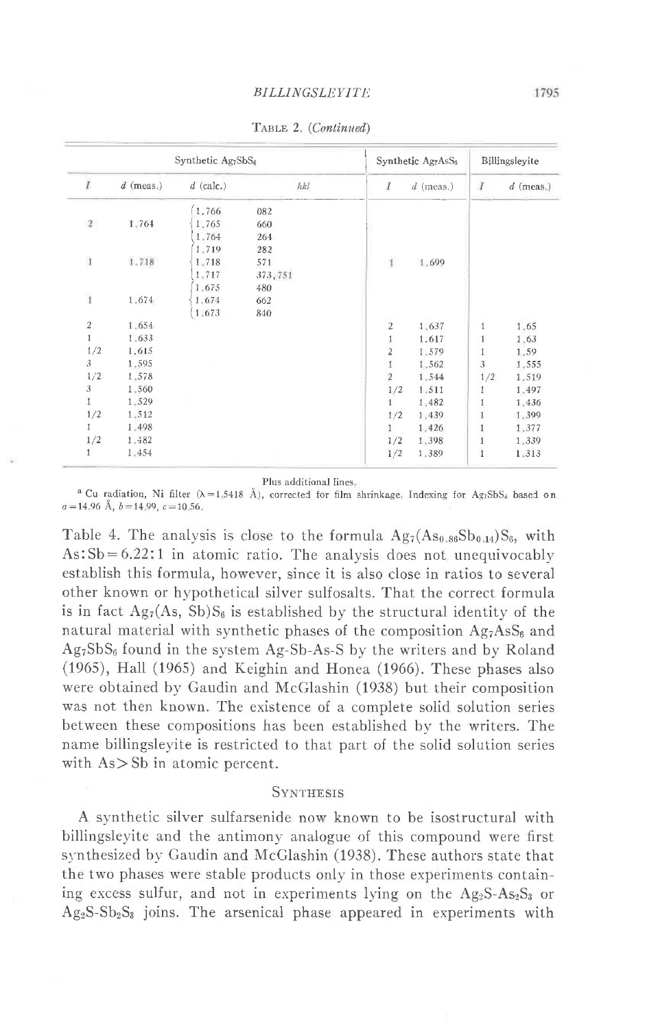TABLE 2. (*Continued*)

| Synthetic $Ag_7SbS_6$ | | | | Synthetic $Ag_7AsS_6$ | | Billingsleyite | |
|---|---|---|---|---|---|---|---|
| $I$ | $d$ (meas.) | $d$ (calc.) | $hkl$ | $I$ | $d$ (meas.) | $I$ | $d$ (meas.) |
| | | 1.766 | 082 | | | | |
| 2 | 1.764 | 1.765 | 660 | | | | |
| | | 1.764 | 264 | | | | |
| | | 1.719 | 282 | | | | |
| 1 | 1.718 | 1.718 | 571 | 1 | 1.699 | | |
| | | 1.717 | 373, 751 | | | | |
| | | 1.675 | 480 | | | | |
| 1 | 1.674 | 1.674 | 662 | | | | |
| | | 1.673 | 840 | | | | |
| 2 | 1.654 | | | 2 | 1.637 | 1 | 1.65 |
| 1 | 1.633 | | | 1 | 1.617 | 1 | 1.63 |
| 1/2 | 1.615 | | | 2 | 1.579 | 1 | 1.59 |
| 3 | 1.595 | | | 1 | 1.562 | 3 | 1.555 |
| 1/2 | 1.578 | | | 2 | 1.544 | 1/2 | 1.519 |
| 3 | 1.560 | | | 1/2 | 1.511 | 1 | 1.497 |
| 1 | 1.529 | | | 1 | 1.482 | 1 | 1.436 |
| 1/2 | 1.512 | | | 1/2 | 1.439 | 1 | 1.399 |
| 1 | 1.498 | | | 1 | 1.426 | 1 | 1.377 |
| 1/2 | 1.482 | | | 1/2 | 1.398 | 1 | 1.339 |
| 1 | 1.454 | | | 1/2 | 1.389 | 1 | 1.313 |

Plus additional lines.

[a] Cu radiation, Ni filter ($\lambda = 1.5418$ Å), corrected for film shrinkage. Indexing for $Ag_7SbS_6$ based on $a = 14.96$ Å, $b = 14.99$, $c = 10.56$.

Table 4. The analysis is close to the formula $Ag_7(As_{0.86}Sb_{0.14})S_6$, with As:Sb = 6.22:1 in atomic ratio. The analysis does not unequivocably establish this formula, however, since it is also close in ratios to several other known or hypothetical silver sulfosalts. That the correct formula is in fact $Ag_7(As, Sb)S_6$ is established by the structural identity of the natural material with synthetic phases of the composition $Ag_7AsS_6$ and $Ag_7SbS_6$ found in the system Ag-Sb-As-S by the writers and by Roland (1965), Hall (1965) and Keighin and Honea (1966). These phases also were obtained by Gaudin and McGlashin (1938) but their composition was not then known. The existence of a complete solid solution series between these compositions has been established by the writers. The name billingsleyite is restricted to that part of the solid solution series with As > Sb in atomic percent.

## SYNTHESIS

A synthetic silver sulfarsenide now known to be isostructural with billingsleyite and the antimony analogue of this compound were first synthesized by Gaudin and McGlashin (1938). These authors state that the two phases were stable products only in those experiments containing excess sulfur, and not in experiments lying on the $Ag_2S$-$As_2S_3$ or $Ag_2S$-$Sb_2S_3$ joins. The arsenical phase appeared in experiments with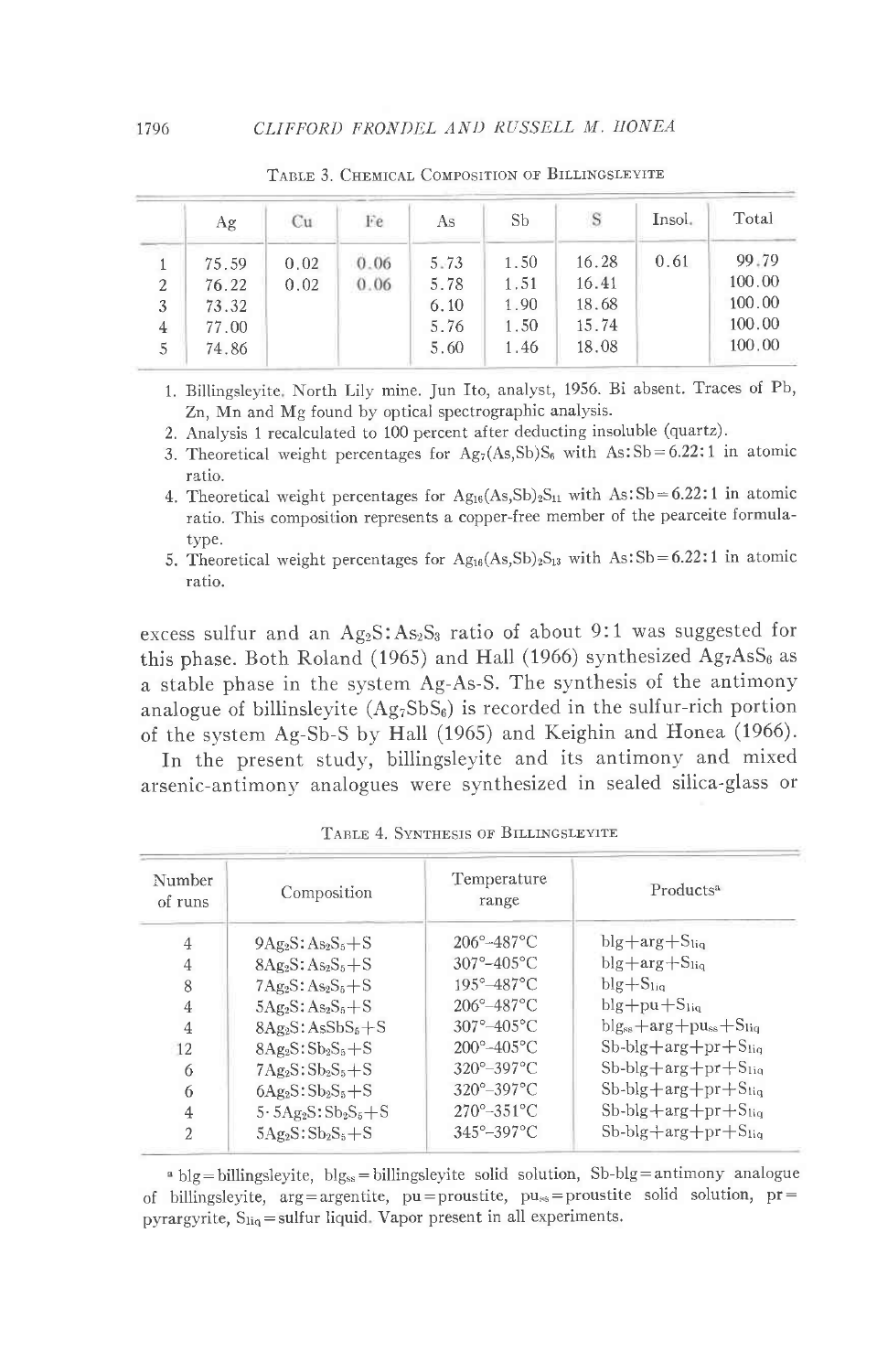Table 3. Chemical Composition of Billingsleyite

| | Ag | Cu | Fe | As | Sb | S | Insol. | Total |
|---|---|---|---|---|---|---|---|---|
| 1 | 75.59 | 0.02 | 0.06 | 5.73 | 1.50 | 16.28 | 0.61 | 99.79 |
| 2 | 76.22 | 0.02 | 0.06 | 5.78 | 1.51 | 16.41 | | 100.00 |
| 3 | 73.32 | | | 6.10 | 1.90 | 18.68 | | 100.00 |
| 4 | 77.00 | | | 5.76 | 1.50 | 15.74 | | 100.00 |
| 5 | 74.86 | | | 5.60 | 1.46 | 18.08 | | 100.00 |

1. Billingsleyite, North Lily mine. Jun Ito, analyst, 1956. Bi absent. Traces of Pb, Zn, Mn and Mg found by optical spectrographic analysis.
2. Analysis 1 recalculated to 100 percent after deducting insoluble (quartz).
3. Theoretical weight percentages for $Ag_7(As,Sb)S_6$ with As:Sb = 6.22:1 in atomic ratio.
4. Theoretical weight percentages for $Ag_{16}(As,Sb)_2S_{11}$ with As:Sb = 6.22:1 in atomic ratio. This composition represents a copper-free member of the pearceite formula-type.
5. Theoretical weight percentages for $Ag_{16}(As,Sb)_2S_{13}$ with As:Sb = 6.22:1 in atomic ratio.

excess sulfur and an $Ag_2S$:$As_2S_3$ ratio of about 9:1 was suggested for this phase. Both Roland (1965) and Hall (1966) synthesized $Ag_7AsS_6$ as a stable phase in the system Ag-As-S. The synthesis of the antimony analogue of billinsleyite ($Ag_7SbS_6$) is recorded in the sulfur-rich portion of the system Ag-Sb-S by Hall (1965) and Keighin and Honea (1966).

In the present study, billingsleyite and its antimony and mixed arsenic-antimony analogues were synthesized in sealed silica-glass or

Table 4. Synthesis of Billingsleyite

| Number of runs | Composition | Temperature range | Products[a] |
|---|---|---|---|
| 4 | $9Ag_2S$:$As_2S_5$+S | 206°–487°C | blg+arg+$S_{liq}$ |
| 4 | $8Ag_2S$:$As_2S_5$+S | 307°–405°C | blg+arg+$S_{liq}$ |
| 8 | $7Ag_2S$:$As_2S_5$+S | 195°–487°C | blg+$S_{liq}$ |
| 4 | $5Ag_2S$:$As_2S_5$+S | 206°–487°C | blg+pu+$S_{liq}$ |
| 4 | $8Ag_2S$:$AsSbS_5$+S | 307°–405°C | $blg_{ss}$+arg+$pu_{ss}$+$S_{liq}$ |
| 12 | $8Ag_2S$:$Sb_2S_5$+S | 200°–405°C | Sb-blg+arg+pr+$S_{liq}$ |
| 6 | $7Ag_2S$:$Sb_2S_5$+S | 320°–397°C | Sb-blg+arg+pr+$S_{liq}$ |
| 6 | $6Ag_2S$:$Sb_2S_5$+S | 320°–397°C | Sb-blg+arg+pr+$S_{liq}$ |
| 4 | $5\cdot 5Ag_2S$:$Sb_2S_5$+S | 270°–351°C | Sb-blg+arg+pr+$S_{liq}$ |
| 2 | $5Ag_2S$:$Sb_2S_5$+S | 345°–397°C | Sb-blg+arg+pr+$S_{liq}$ |

[a] blg = billingsleyite, $blg_{ss}$ = billingsleyite solid solution, Sb-blg = antimony analogue of billingsleyite, arg = argentite, pu = proustite, $pu_{ss}$ = proustite solid solution, pr = pyrargyrite, $S_{liq}$ = sulfur liquid. Vapor present in all experiments.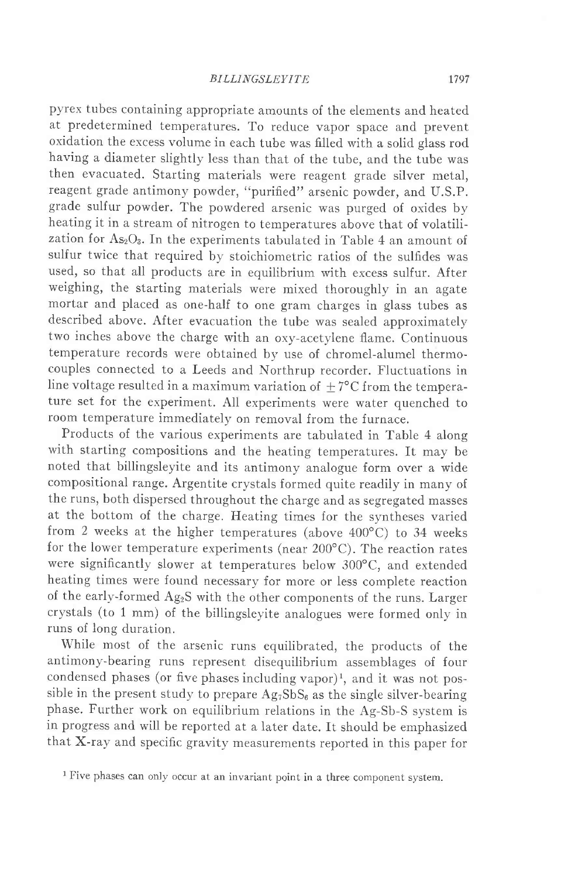pyrex tubes containing appropriate amounts of the elements and heated at predetermined temperatures. To reduce vapor space and prevent oxidation the excess volume in each tube was filled with a solid glass rod having a diameter slightly less than that of the tube, and the tube was then evacuated. Starting materials were reagent grade silver metal, reagent grade antimony powder, "purified" arsenic powder, and U.S.P. grade sulfur powder. The powdered arsenic was purged of oxides by heating it in a stream of nitrogen to temperatures above that of volatilization for $As_2O_3$. In the experiments tabulated in Table 4 an amount of sulfur twice that required by stoichiometric ratios of the sulfides was used, so that all products are in equilibrium with excess sulfur. After weighing, the starting materials were mixed thoroughly in an agate mortar and placed as one-half to one gram charges in glass tubes as described above. After evacuation the tube was sealed approximately two inches above the charge with an oxy-acetylene flame. Continuous temperature records were obtained by use of chromel-alumel thermocouples connected to a Leeds and Northrup recorder. Fluctuations in line voltage resulted in a maximum variation of $\pm 7°C$ from the temperature set for the experiment. All experiments were water quenched to room temperature immediately on removal from the furnace.

Products of the various experiments are tabulated in Table 4 along with starting compositions and the heating temperatures. It may be noted that billingsleyite and its antimony analogue form over a wide compositional range. Argentite crystals formed quite readily in many of the runs, both dispersed throughout the charge and as segregated masses at the bottom of the charge. Heating times for the syntheses varied from 2 weeks at the higher temperatures (above 400°C) to 34 weeks for the lower temperature experiments (near 200°C). The reaction rates were significantly slower at temperatures below 300°C, and extended heating times were found necessary for more or less complete reaction of the early-formed $Ag_2S$ with the other components of the runs. Larger crystals (to 1 mm) of the billingsleyite analogues were formed only in runs of long duration.

While most of the arsenic runs equilibrated, the products of the antimony-bearing runs represent disequilibrium assemblages of four condensed phases (or five phases including vapor)[1], and it was not possible in the present study to prepare $Ag_7SbS_6$ as the single silver-bearing phase. Further work on equilibrium relations in the Ag-Sb-S system is in progress and will be reported at a later date. It should be emphasized that X-ray and specific gravity measurements reported in this paper for

[1] Five phases can only occur at an invariant point in a three component system.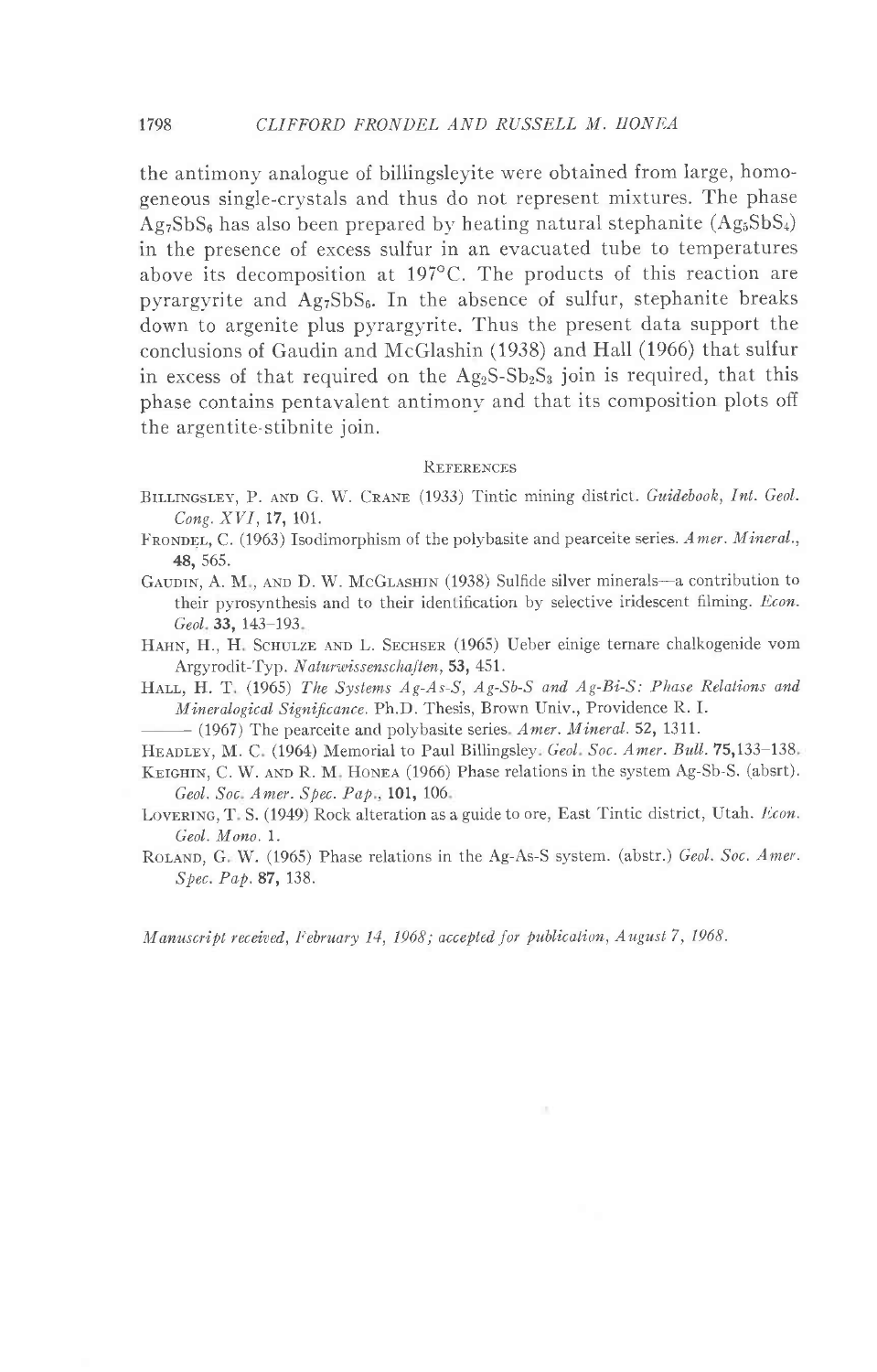the antimony analogue of billingsleyite were obtained from large, homogeneous single-crystals and thus do not represent mixtures. The phase $Ag_7SbS_6$ has also been prepared by heating natural stephanite ($Ag_5SbS_4$) in the presence of excess sulfur in an evacuated tube to temperatures above its decomposition at 197°C. The products of this reaction are pyrargyrite and $Ag_7SbS_6$. In the absence of sulfur, stephanite breaks down to argenite plus pyrargyrite. Thus the present data support the conclusions of Gaudin and McGlashin (1938) and Hall (1966) that sulfur in excess of that required on the $Ag_2S$-$Sb_2S_3$ join is required, that this phase contains pentavalent antimony and that its composition plots off the argentite-stibnite join.

## References

Billingsley, P. and G. W. Crane (1933) Tintic mining district. *Guidebook, Int. Geol. Cong. XVI*, **17**, 101.

Frondel, C. (1963) Isodimorphism of the polybasite and pearceite series. *Amer. Mineral.*, **48**, 565.

Gaudin, A. M., and D. W. McGlashin (1938) Sulfide silver minerals—a contribution to their pyrosynthesis and to their identification by selective iridescent filming. *Econ. Geol.* **33**, 143–193.

Hahn, H., H. Schulze and L. Sechser (1965) Ueber einige ternare chalkogenide vom Argyrodit-Typ. *Naturwissenschaften*, **53**, 451.

Hall, H. T. (1965) *The Systems Ag-As-S, Ag-Sb-S and Ag-Bi-S: Phase Relations and Mineralogical Significance*. Ph.D. Thesis, Brown Univ., Providence R. I.

——— (1967) The pearceite and polybasite series. *Amer. Mineral.* **52**, 1311.

Headley, M. C. (1964) Memorial to Paul Billingsley. *Geol. Soc. Amer. Bull.* **75**, 133–138.

Keighin, C. W. and R. M. Honea (1966) Phase relations in the system Ag-Sb-S. (absrt). *Geol. Soc. Amer. Spec. Pap.*, **101**, 106.

Lovering, T. S. (1949) Rock alteration as a guide to ore, East Tintic district, Utah. *Econ. Geol. Mono.* 1.

Roland, G. W. (1965) Phase relations in the Ag-As-S system. (abstr.) *Geol. Soc. Amer. Spec. Pap.* **87**, 138.

*Manuscript received, February 14, 1968; accepted for publication, August 7, 1968.*